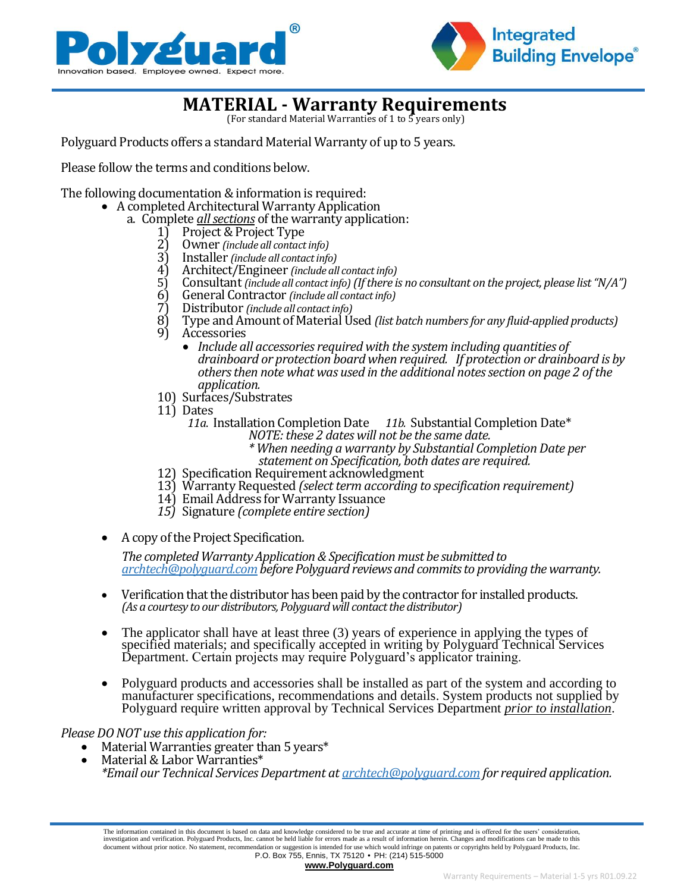# MATERIAL - Warranty Requirements

(For standard Material Warranties of 1 to 5 years only)

Polyguard Products offers a standard Material Warranty of up to 5 years.

Please follow the terms and conditions below.

The following documentation & information is required:

- A completed Architectural Warranty Application
  a. Complete *__all sections__* of the warranty application:
     1) Project & Project Type
     2) Owner *(include all contact info)*
     3) Installer *(include all contact info)*
     4) Architect/Engineer *(include all contact info)*
     5) Consultant *(include all contact info) (If there is no consultant on the project, please list "N/A")*
     6) General Contractor *(include all contact info)*
     7) Distributor *(include all contact info)*
     8) Type and Amount of Material Used *(list batch numbers for any fluid-applied products)*
     9) Accessories
        - *Include all accessories required with the system including quantities of drainboard or protection board when required. If protection or drainboard is by others then note what was used in the additional notes section on page 2 of the application.*
     10) Surfaces/Substrates
     11) Dates
         *11a.* Installation Completion Date *11b.* Substantial Completion Date*
         *NOTE: these 2 dates will not be the same date.*
         ** When needing a warranty by Substantial Completion Date per statement on Specification, both dates are required.*
     12) Specification Requirement acknowledgment
     13) Warranty Requested *(select term according to specification requirement)*
     14) Email Address for Warranty Issuance
     *15)* Signature *(complete entire section)*

- A copy of the Project Specification.

  *The completed Warranty Application & Specification must be submitted to archtech@polyguard.com before Polyguard reviews and commits to providing the warranty.*

- Verification that the distributor has been paid by the contractor for installed products. *(As a courtesy to our distributors, Polyguard will contact the distributor)*

- The applicator shall have at least three (3) years of experience in applying the types of specified materials; and specifically accepted in writing by Polyguard Technical Services Department. Certain projects may require Polyguard's applicator training.

- Polyguard products and accessories shall be installed as part of the system and according to manufacturer specifications, recommendations and details. System products not supplied by Polyguard require written approval by Technical Services Department *__prior to installation__*.

*Please DO NOT use this application for:*

- Material Warranties greater than 5 years*
- Material & Labor Warranties*

  **Email our Technical Services Department at archtech@polyguard.com for required application.*

The information contained in this document is based on data and knowledge considered to be true and accurate at time of printing and is offered for the users' consideration, investigation and verification. Polyguard Products, Inc. cannot be held liable for errors made as a result of information herein. Changes and modifications can be made to this document without prior notice. No statement, recommendation or suggestion is intended for use which would infringe on patents or copyrights held by Polyguard Products, Inc.
P.O. Box 755, Ennis, TX 75120 • PH: (214) 515-5000
**www.Polyguard.com**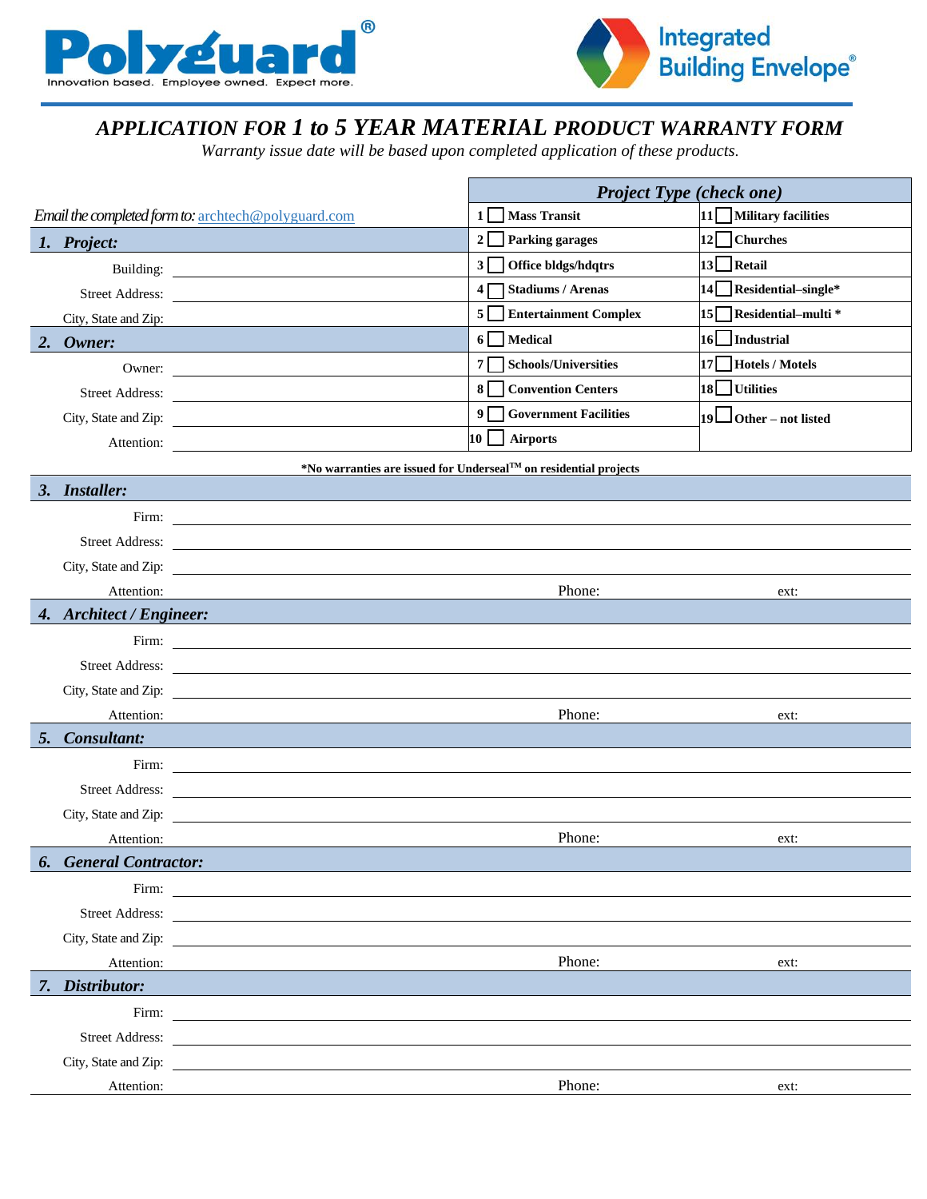# APPLICATION FOR 1 to 5 YEAR MATERIAL PRODUCT WARRANTY FORM

*Warranty issue date will be based upon completed application of these products.*

*Email the completed form to:* archtech@polyguard.com

| Project Type (check one) | |
|---|---|
| 1 ☐ **Mass Transit** | 11 ☐ **Military facilities** |
| 2 ☐ **Parking garages** | 12 ☐ **Churches** |
| 3 ☐ **Office bldgs/hdqtrs** | 13 ☐ **Retail** |
| 4 ☐ **Stadiums / Arenas** | 14 ☐ **Residential–single*** |
| 5 ☐ **Entertainment Complex** | 15 ☐ **Residential–multi *** |
| 6 ☐ **Medical** | 16 ☐ **Industrial** |
| 7 ☐ **Schools/Universities** | 17 ☐ **Hotels / Motels** |
| 8 ☐ **Convention Centers** | 18 ☐ **Utilities** |
| 9 ☐ **Government Facilities** | 19 ☐ **Other – not listed** |
| 10 ☐ **Airports** | |

## 1. Project:

Building: ____________________

Street Address: ____________________

City, State and Zip: ____________________

## 2. Owner:

Owner: ____________________

Street Address: ____________________

City, State and Zip: ____________________

Attention: ____________________

**\*No warranties are issued for Underseal™ on residential projects**

## 3. Installer:

Firm: ____________________

Street Address: ____________________

City, State and Zip: ____________________

Attention: ____________________ Phone: ____________________ ext: ________

## 4. Architect / Engineer:

Firm: ____________________

Street Address: ____________________

City, State and Zip: ____________________

Attention: ____________________ Phone: ____________________ ext: ________

## 5. Consultant:

Firm: ____________________

Street Address: ____________________

City, State and Zip: ____________________

Attention: ____________________ Phone: ____________________ ext: ________

## 6. General Contractor:

Firm: ____________________

Street Address: ____________________

City, State and Zip: ____________________

Attention: ____________________ Phone: ____________________ ext: ________

## 7. Distributor:

Firm: ____________________

Street Address: ____________________

City, State and Zip: ____________________

Attention: ____________________ Phone: ____________________ ext: ________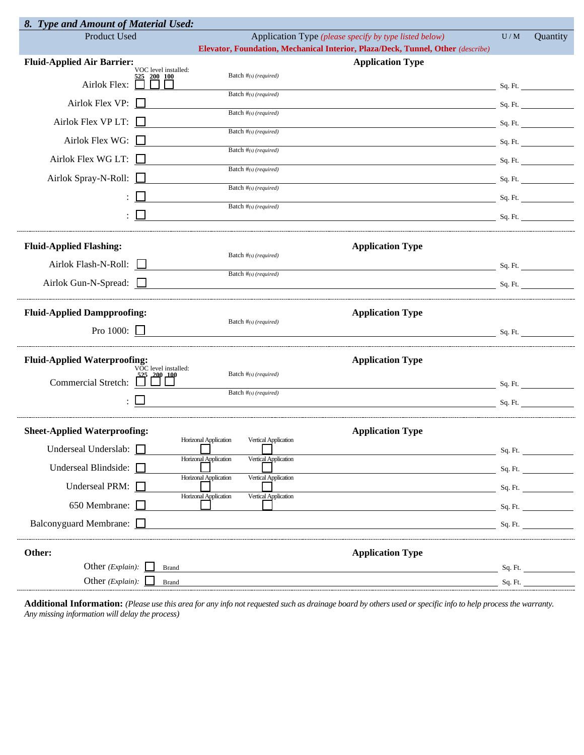## 8. Type and Amount of Material Used:

| Product Used | Application Type *(please specify by type listed below)* **Elevator, Foundation, Mechanical Interior, Plaza/Deck, Tunnel, Other** *(describe)* | U / M | Quantity |
|---|---|---|---|

### Fluid-Applied Air Barrier:

| Product | Application Type | U / M | Quantity |
|---|---|---|---|
| Airlok Flex: VOC level installed: ☐ 525 ☐ 200 ☐ 100 | Batch #(s) *(required)* | Sq. Ft. | |
| Airlok Flex VP: ☐ | Batch #(s) *(required)* | Sq. Ft. | |
| Airlok Flex VP LT: ☐ | Batch #(s) *(required)* | Sq. Ft. | |
| Airlok Flex WG: ☐ | Batch #(s) *(required)* | Sq. Ft. | |
| Airlok Flex WG LT: ☐ | Batch #(s) *(required)* | Sq. Ft. | |
| Airlok Spray-N-Roll: ☐ | Batch #(s) *(required)* | Sq. Ft. | |
| : ☐ | Batch #(s) *(required)* | Sq. Ft. | |
| : ☐ | Batch #(s) *(required)* | Sq. Ft. | |

### Fluid-Applied Flashing:

| Product | Application Type | U / M | Quantity |
|---|---|---|---|
| Airlok Flash-N-Roll: ☐ | Batch #(s) *(required)* | Sq. Ft. | |
| Airlok Gun-N-Spread: ☐ | Batch #(s) *(required)* | Sq. Ft. | |

### Fluid-Applied Dampproofing:

| Product | Application Type | U / M | Quantity |
|---|---|---|---|
| Pro 1000: ☐ | Batch #(s) *(required)* | Sq. Ft. | |

### Fluid-Applied Waterproofing:

| Product | Application Type | U / M | Quantity |
|---|---|---|---|
| Commercial Stretch: VOC level installed: ☐ 525 ☐ 200 ☐ 100 | Batch #(s) *(required)* | Sq. Ft. | |
| : ☐ | Batch #(s) *(required)* | Sq. Ft. | |

### Sheet-Applied Waterproofing:

| Product | Application Type | U / M | Quantity |
|---|---|---|---|
| Underseal Underslab: ☐ | ☐ Horizonal Application ☐ Vertical Application | Sq. Ft. | |
| Underseal Blindside: ☐ | ☐ Horizonal Application ☐ Vertical Application | Sq. Ft. | |
| Underseal PRM: ☐ | ☐ Horizonal Application ☐ Vertical Application | Sq. Ft. | |
| 650 Membrane: ☐ | ☐ Horizonal Application ☐ Vertical Application | Sq. Ft. | |
| Balconyguard Membrane: ☐ | | Sq. Ft. | |

### Other:

| Product | Application Type | U / M | Quantity |
|---|---|---|---|
| Other *(Explain)*: ☐ | Brand | Sq. Ft. | |
| Other *(Explain)*: ☐ | Brand | Sq. Ft. | |

**Additional Information:** *(Please use this area for any info not requested such as drainage board by others used or specific info to help process the warranty. Any missing information will delay the process)*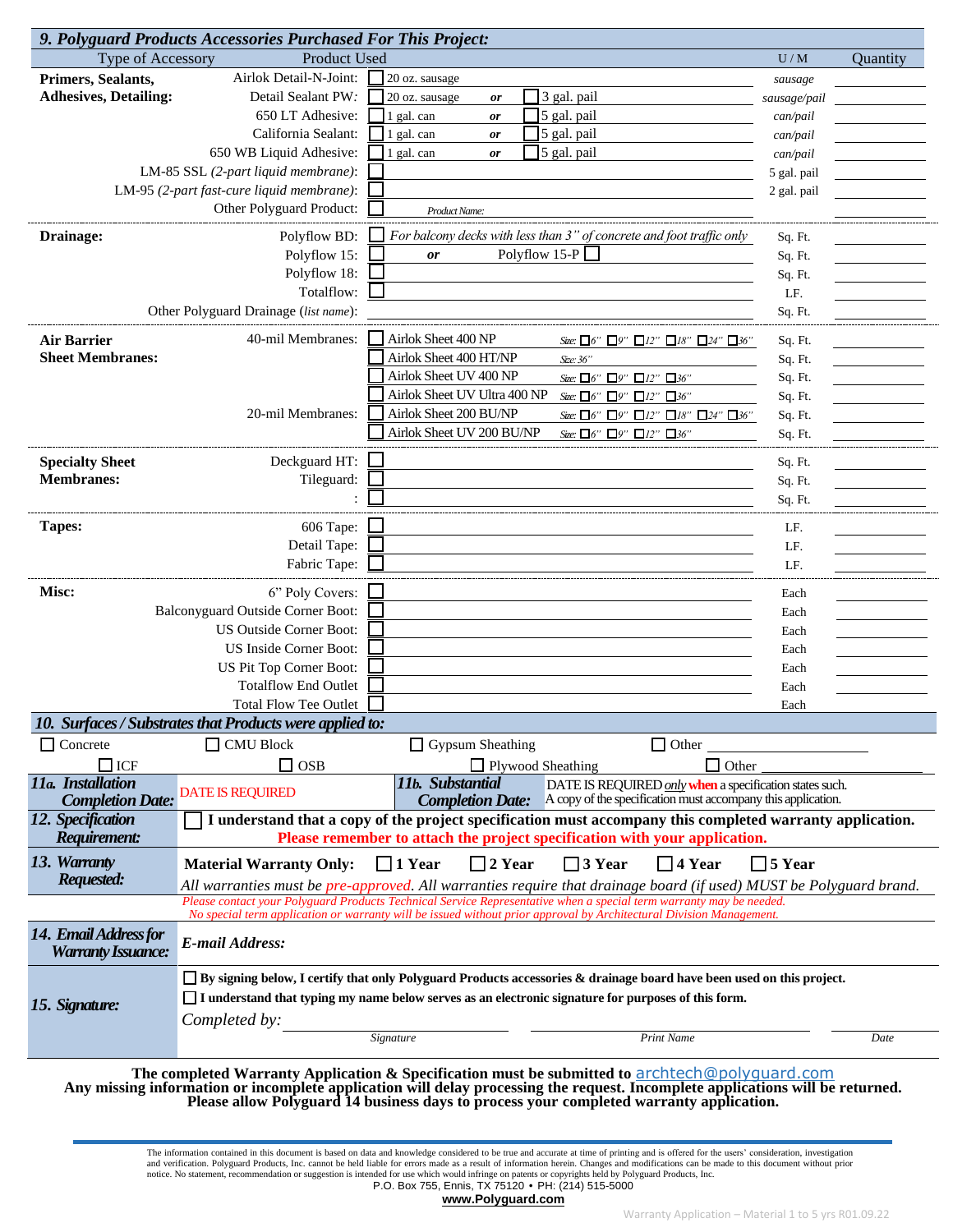## 9. Polyguard Products Accessories Purchased For This Project:

| Type of Accessory | Product Used | | U/M | Quantity |
|---|---|---|---|---|
| **Primers, Sealants, Adhesives, Detailing:** | Airlok Detail-N-Joint: | ☐ 20 oz. sausage | sausage | |
| | Detail Sealant PW: | ☐ 20 oz. sausage *or* ☐ 3 gal. pail | sausage/pail | |
| | 650 LT Adhesive: | ☐ 1 gal. can *or* ☐ 5 gal. pail | can/pail | |
| | California Sealant: | ☐ 1 gal. can *or* ☐ 5 gal. pail | can/pail | |
| | 650 WB Liquid Adhesive: | ☐ 1 gal. can *or* ☐ 5 gal. pail | can/pail | |
| | LM-85 SSL *(2-part liquid membrane)*: | ☐ | 5 gal. pail | |
| | LM-95 *(2-part fast-cure liquid membrane)*: | ☐ | 2 gal. pail | |
| | Other Polyguard Product: | ☐ *Product Name:* | | |
| **Drainage:** | Polyflow BD: | ☐ *For balcony decks with less than 3" of concrete and foot traffic only* | Sq. Ft. | |
| | Polyflow 15: | ☐ *or* Polyflow 15-P ☐ | Sq. Ft. | |
| | Polyflow 18: | ☐ | Sq. Ft. | |
| | Totalflow: | ☐ | LF. | |
| | Other Polyguard Drainage (*list name*): | | Sq. Ft. | |
| **Air Barrier Sheet Membranes:** | 40-mil Membranes: | ☐ Airlok Sheet 400 NP *Size:* ☐6" ☐9" ☐12" ☐18" ☐24" ☐36" | Sq. Ft. | |
| | | ☐ Airlok Sheet 400 HT/NP *Size: 36"* | Sq. Ft. | |
| | | ☐ Airlok Sheet UV 400 NP *Size:* ☐6" ☐9" ☐12" ☐36" | Sq. Ft. | |
| | | ☐ Airlok Sheet UV Ultra 400 NP *Size:* ☐6" ☐9" ☐12" ☐36" | Sq. Ft. | |
| | 20-mil Membranes: | ☐ Airlok Sheet 200 BU/NP *Size:* ☐6" ☐9" ☐12" ☐18" ☐24" ☐36" | Sq. Ft. | |
| | | ☐ Airlok Sheet UV 200 BU/NP *Size:* ☐6" ☐9" ☐12" ☐36" | Sq. Ft. | |
| **Specialty Sheet Membranes:** | Deckguard HT: | ☐ | Sq. Ft. | |
| | Tileguard: | ☐ | Sq. Ft. | |
| | : | ☐ | Sq. Ft. | |
| **Tapes:** | 606 Tape: | ☐ | LF. | |
| | Detail Tape: | ☐ | LF. | |
| | Fabric Tape: | ☐ | LF. | |
| **Misc:** | 6" Poly Covers: | ☐ | Each | |
| | Balconyguard Outside Corner Boot: | ☐ | Each | |
| | US Outside Corner Boot: | ☐ | Each | |
| | US Inside Corner Boot: | ☐ | Each | |
| | US Pit Top Corner Boot: | ☐ | Each | |
| | Totalflow End Outlet | ☐ | Each | |
| | Total Flow Tee Outlet | ☐ | Each | |

## 10. Surfaces / Substrates that Products were applied to:

☐ Concrete ☐ CMU Block ☐ Gypsum Sheathing ☐ Other ____________

☐ ICF ☐ OSB ☐ Plywood Sheathing ☐ Other ____________

**11a. Installation Completion Date:** DATE IS REQUIRED

**11b. Substantial Completion Date:** DATE IS REQUIRED *only* **when** a specification states such. A copy of the specification must accompany this application.

**12. Specification Requirement:** ☐ **I understand that a copy of the project specification must accompany this completed warranty application.**
**Please remember to attach the project specification with your application.**

**13. Warranty Requested:** **Material Warranty Only:** ☐ **1 Year** ☐ **2 Year** ☐ **3 Year** ☐ **4 Year** ☐ **5 Year**

*All warranties must be pre-approved. All warranties require that drainage board (if used) MUST be Polyguard brand.*

*Please contact your Polyguard Products Technical Service Representative when a special term warranty may be needed.*
*No special term application or warranty will be issued without prior approval by Architectural Division Management.*

**14. Email Address for Warranty Issuance:** ***E-mail Address:***

**15. Signature:**

☐ **By signing below, I certify that only Polyguard Products accessories & drainage board have been used on this project.**

☐ **I understand that typing my name below serves as an electronic signature for purposes of this form.**

*Completed by:* ____________________ ____________________ ____________

*Signature* *Print Name* *Date*

**The completed Warranty Application & Specification must be submitted to archtech@polyguard.com**
**Any missing information or incomplete application will delay processing the request. Incomplete applications will be returned.**
**Please allow Polyguard 14 business days to process your completed warranty application.**

The information contained in this document is based on data and knowledge considered to be true and accurate at time of printing and is offered for the users' consideration, investigation and verification. Polyguard Products, Inc. cannot be held liable for errors made as a result of information herein. Changes and modifications can be made to this document without prior notice. No statement, recommendation or suggestion is intended for use which would infringe on patents or copyrights held by Polyguard Products, Inc.
P.O. Box 755, Ennis, TX 75120 • PH: (214) 515-5000
**www.Polyguard.com**

Warranty Application – Material 1 to 5 yrs R01.09.22